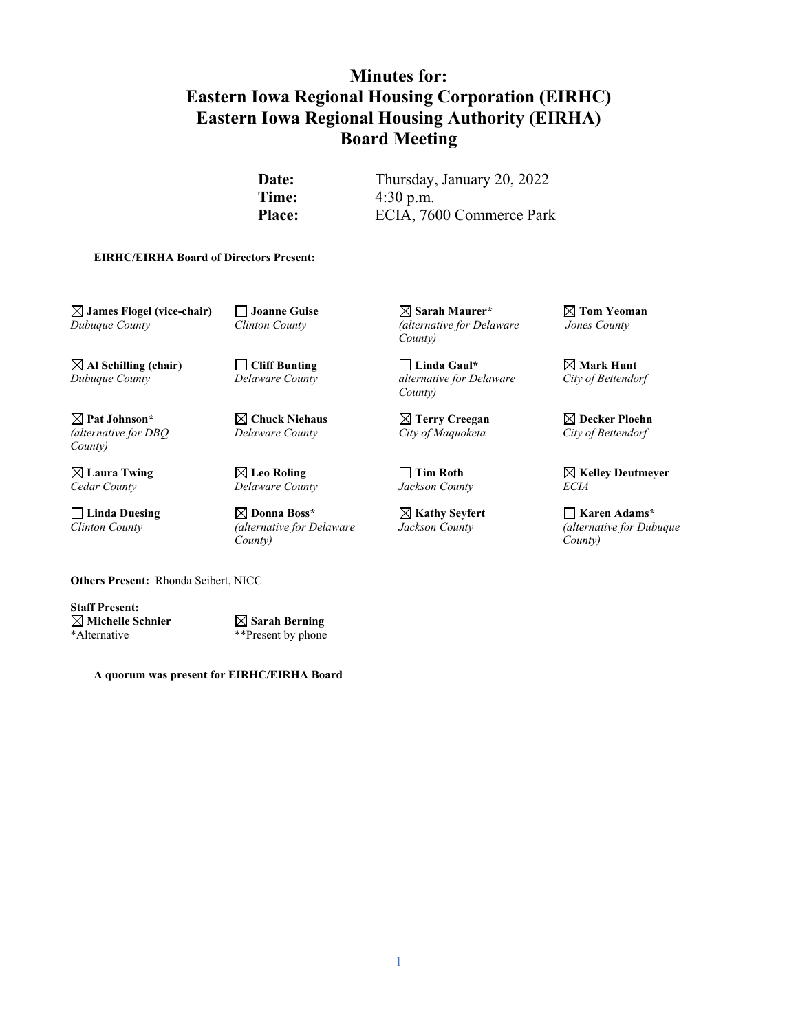# Minutes for:
# Eastern Iowa Regional Housing Corporation (EIRHC)
# Eastern Iowa Regional Housing Authority (EIRHA)
# Board Meeting

| | |
|---|---|
| **Date:** | Thursday, January 20, 2022 |
| **Time:** | 4:30 p.m. |
| **Place:** | ECIA, 7600 Commerce Park |

**EIRHC/EIRHA Board of Directors Present:**

| | | | |
|---|---|---|---|
| ☒ **James Flogel (vice-chair)** *Dubuque County* | ☐ **Joanne Guise** *Clinton County* | ☒ **Sarah Maurer*** *(alternative for Delaware County)* | ☒ **Tom Yeoman** *Jones County* |
| ☒ **Al Schilling (chair)** *Dubuque County* | ☐ **Cliff Bunting** *Delaware County* | ☐ **Linda Gaul*** *alternative for Delaware County)* | ☒ **Mark Hunt** *City of Bettendorf* |
| ☒ **Pat Johnson*** *(alternative for DBQ County)* | ☒ **Chuck Niehaus** *Delaware County* | ☒ **Terry Creegan** *City of Maquoketa* | ☒ **Decker Ploehn** *City of Bettendorf* |
| ☒ **Laura Twing** *Cedar County* | ☒ **Leo Roling** *Delaware County* | ☐ **Tim Roth** *Jackson County* | ☒ **Kelley Deutmeyer** *ECIA* |
| ☐ **Linda Duesing** *Clinton County* | ☒ **Donna Boss*** *(alternative for Delaware County)* | ☒ **Kathy Seyfert** *Jackson County* | ☐ **Karen Adams*** *(alternative for Dubuque County)* |

**Others Present:** Rhonda Seibert, NICC

**Staff Present:**

| | |
|---|---|
| ☒ **Michelle Schnier** | ☒ **Sarah Berning** |
| *Alternative | **Present by phone |

**A quorum was present for EIRHC/EIRHA Board**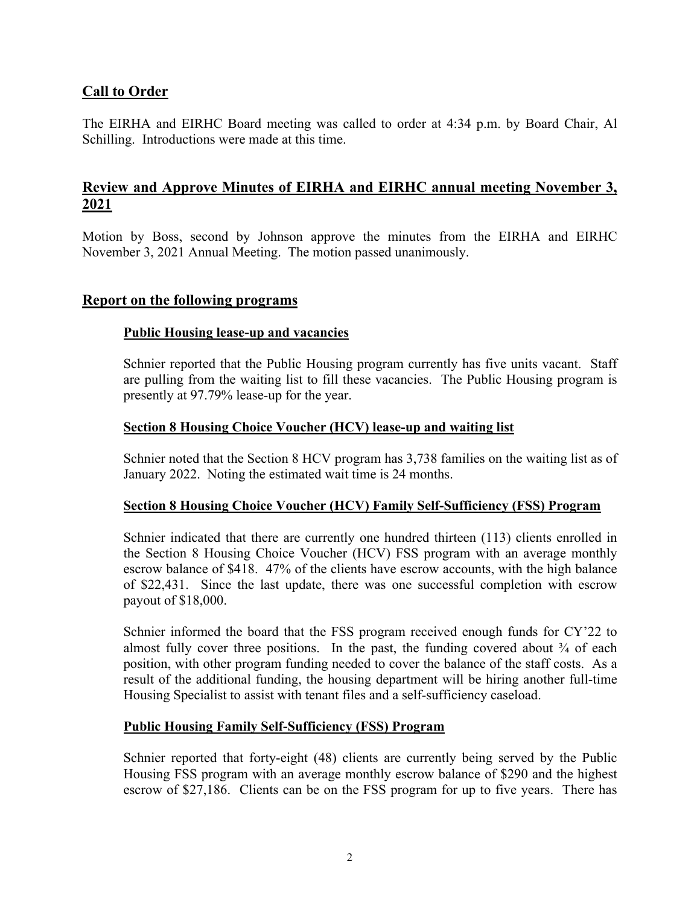## Call to Order

The EIRHA and EIRHC Board meeting was called to order at 4:34 p.m. by Board Chair, Al Schilling. Introductions were made at this time.

## Review and Approve Minutes of EIRHA and EIRHC annual meeting November 3, 2021

Motion by Boss, second by Johnson approve the minutes from the EIRHA and EIRHC November 3, 2021 Annual Meeting. The motion passed unanimously.

## Report on the following programs

### Public Housing lease-up and vacancies

Schnier reported that the Public Housing program currently has five units vacant. Staff are pulling from the waiting list to fill these vacancies. The Public Housing program is presently at 97.79% lease-up for the year.

### Section 8 Housing Choice Voucher (HCV) lease-up and waiting list

Schnier noted that the Section 8 HCV program has 3,738 families on the waiting list as of January 2022. Noting the estimated wait time is 24 months.

### Section 8 Housing Choice Voucher (HCV) Family Self-Sufficiency (FSS) Program

Schnier indicated that there are currently one hundred thirteen (113) clients enrolled in the Section 8 Housing Choice Voucher (HCV) FSS program with an average monthly escrow balance of $418. 47% of the clients have escrow accounts, with the high balance of $22,431. Since the last update, there was one successful completion with escrow payout of $18,000.

Schnier informed the board that the FSS program received enough funds for CY'22 to almost fully cover three positions. In the past, the funding covered about ¾ of each position, with other program funding needed to cover the balance of the staff costs. As a result of the additional funding, the housing department will be hiring another full-time Housing Specialist to assist with tenant files and a self-sufficiency caseload.

### Public Housing Family Self-Sufficiency (FSS) Program

Schnier reported that forty-eight (48) clients are currently being served by the Public Housing FSS program with an average monthly escrow balance of $290 and the highest escrow of $27,186. Clients can be on the FSS program for up to five years. There has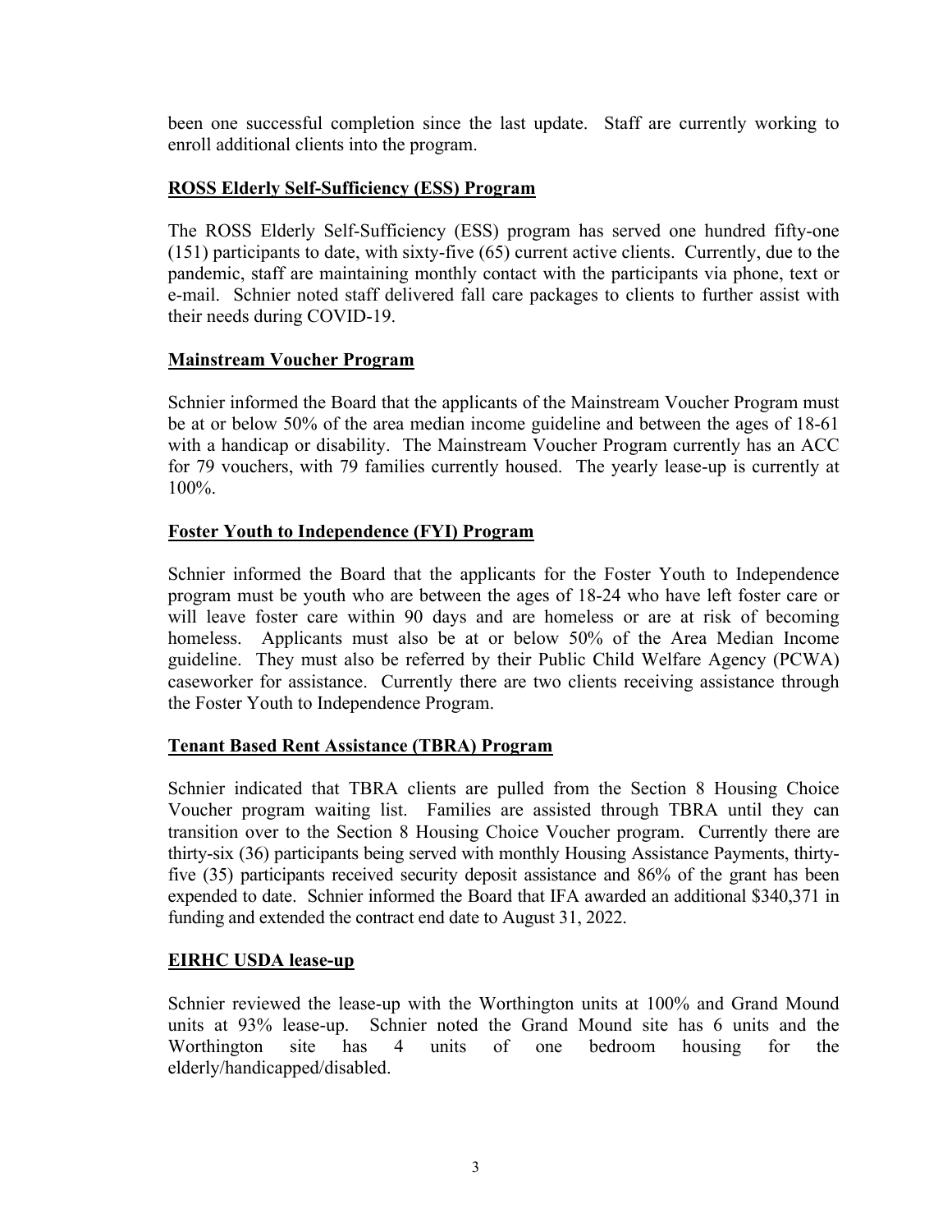been one successful completion since the last update. Staff are currently working to enroll additional clients into the program.

**ROSS Elderly Self-Sufficiency (ESS) Program**

The ROSS Elderly Self-Sufficiency (ESS) program has served one hundred fifty-one (151) participants to date, with sixty-five (65) current active clients. Currently, due to the pandemic, staff are maintaining monthly contact with the participants via phone, text or e-mail. Schnier noted staff delivered fall care packages to clients to further assist with their needs during COVID-19.

**Mainstream Voucher Program**

Schnier informed the Board that the applicants of the Mainstream Voucher Program must be at or below 50% of the area median income guideline and between the ages of 18-61 with a handicap or disability. The Mainstream Voucher Program currently has an ACC for 79 vouchers, with 79 families currently housed. The yearly lease-up is currently at 100%.

**Foster Youth to Independence (FYI) Program**

Schnier informed the Board that the applicants for the Foster Youth to Independence program must be youth who are between the ages of 18-24 who have left foster care or will leave foster care within 90 days and are homeless or are at risk of becoming homeless. Applicants must also be at or below 50% of the Area Median Income guideline. They must also be referred by their Public Child Welfare Agency (PCWA) caseworker for assistance. Currently there are two clients receiving assistance through the Foster Youth to Independence Program.

**Tenant Based Rent Assistance (TBRA) Program**

Schnier indicated that TBRA clients are pulled from the Section 8 Housing Choice Voucher program waiting list. Families are assisted through TBRA until they can transition over to the Section 8 Housing Choice Voucher program. Currently there are thirty-six (36) participants being served with monthly Housing Assistance Payments, thirty-five (35) participants received security deposit assistance and 86% of the grant has been expended to date. Schnier informed the Board that IFA awarded an additional $340,371 in funding and extended the contract end date to August 31, 2022.

**EIRHC USDA lease-up**

Schnier reviewed the lease-up with the Worthington units at 100% and Grand Mound units at 93% lease-up. Schnier noted the Grand Mound site has 6 units and the Worthington site has 4 units of one bedroom housing for the elderly/handicapped/disabled.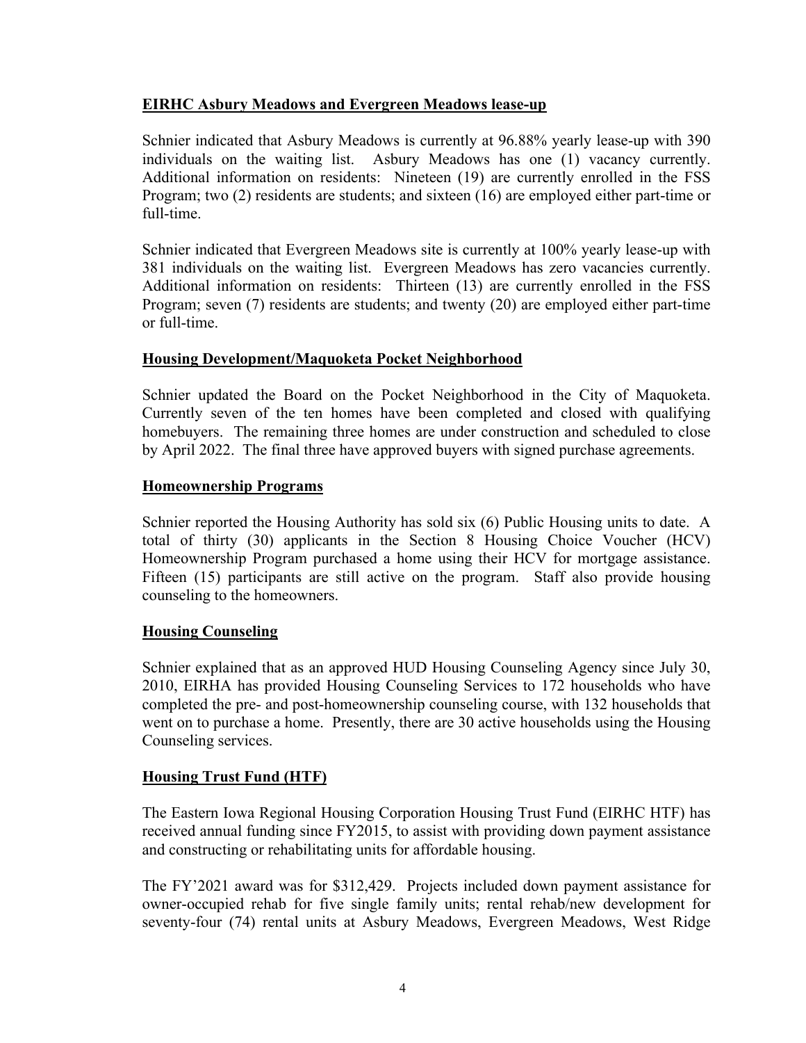**EIRHC Asbury Meadows and Evergreen Meadows lease-up**

Schnier indicated that Asbury Meadows is currently at 96.88% yearly lease-up with 390 individuals on the waiting list. Asbury Meadows has one (1) vacancy currently. Additional information on residents: Nineteen (19) are currently enrolled in the FSS Program; two (2) residents are students; and sixteen (16) are employed either part-time or full-time.

Schnier indicated that Evergreen Meadows site is currently at 100% yearly lease-up with 381 individuals on the waiting list. Evergreen Meadows has zero vacancies currently. Additional information on residents: Thirteen (13) are currently enrolled in the FSS Program; seven (7) residents are students; and twenty (20) are employed either part-time or full-time.

**Housing Development/Maquoketa Pocket Neighborhood**

Schnier updated the Board on the Pocket Neighborhood in the City of Maquoketa. Currently seven of the ten homes have been completed and closed with qualifying homebuyers. The remaining three homes are under construction and scheduled to close by April 2022. The final three have approved buyers with signed purchase agreements.

**Homeownership Programs**

Schnier reported the Housing Authority has sold six (6) Public Housing units to date. A total of thirty (30) applicants in the Section 8 Housing Choice Voucher (HCV) Homeownership Program purchased a home using their HCV for mortgage assistance. Fifteen (15) participants are still active on the program. Staff also provide housing counseling to the homeowners.

**Housing Counseling**

Schnier explained that as an approved HUD Housing Counseling Agency since July 30, 2010, EIRHA has provided Housing Counseling Services to 172 households who have completed the pre- and post-homeownership counseling course, with 132 households that went on to purchase a home. Presently, there are 30 active households using the Housing Counseling services.

**Housing Trust Fund (HTF)**

The Eastern Iowa Regional Housing Corporation Housing Trust Fund (EIRHC HTF) has received annual funding since FY2015, to assist with providing down payment assistance and constructing or rehabilitating units for affordable housing.

The FY'2021 award was for $312,429. Projects included down payment assistance for owner-occupied rehab for five single family units; rental rehab/new development for seventy-four (74) rental units at Asbury Meadows, Evergreen Meadows, West Ridge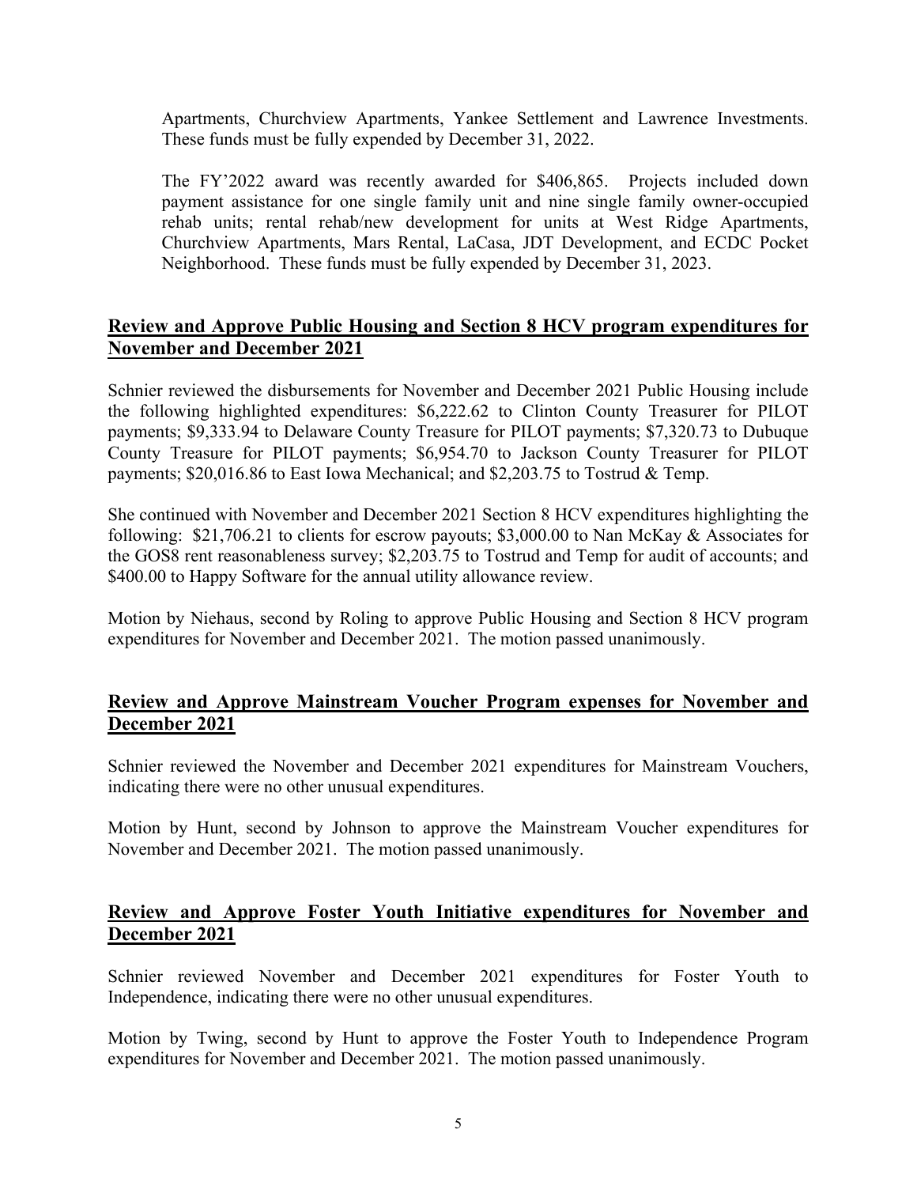Apartments, Churchview Apartments, Yankee Settlement and Lawrence Investments. These funds must be fully expended by December 31, 2022.

The FY'2022 award was recently awarded for $406,865. Projects included down payment assistance for one single family unit and nine single family owner-occupied rehab units; rental rehab/new development for units at West Ridge Apartments, Churchview Apartments, Mars Rental, LaCasa, JDT Development, and ECDC Pocket Neighborhood. These funds must be fully expended by December 31, 2023.

## Review and Approve Public Housing and Section 8 HCV program expenditures for November and December 2021

Schnier reviewed the disbursements for November and December 2021 Public Housing include the following highlighted expenditures: $6,222.62 to Clinton County Treasurer for PILOT payments; $9,333.94 to Delaware County Treasure for PILOT payments; $7,320.73 to Dubuque County Treasure for PILOT payments; $6,954.70 to Jackson County Treasurer for PILOT payments; $20,016.86 to East Iowa Mechanical; and $2,203.75 to Tostrud & Temp.

She continued with November and December 2021 Section 8 HCV expenditures highlighting the following: $21,706.21 to clients for escrow payouts; $3,000.00 to Nan McKay & Associates for the GOS8 rent reasonableness survey; $2,203.75 to Tostrud and Temp for audit of accounts; and $400.00 to Happy Software for the annual utility allowance review.

Motion by Niehaus, second by Roling to approve Public Housing and Section 8 HCV program expenditures for November and December 2021. The motion passed unanimously.

## Review and Approve Mainstream Voucher Program expenses for November and December 2021

Schnier reviewed the November and December 2021 expenditures for Mainstream Vouchers, indicating there were no other unusual expenditures.

Motion by Hunt, second by Johnson to approve the Mainstream Voucher expenditures for November and December 2021. The motion passed unanimously.

## Review and Approve Foster Youth Initiative expenditures for November and December 2021

Schnier reviewed November and December 2021 expenditures for Foster Youth to Independence, indicating there were no other unusual expenditures.

Motion by Twing, second by Hunt to approve the Foster Youth to Independence Program expenditures for November and December 2021. The motion passed unanimously.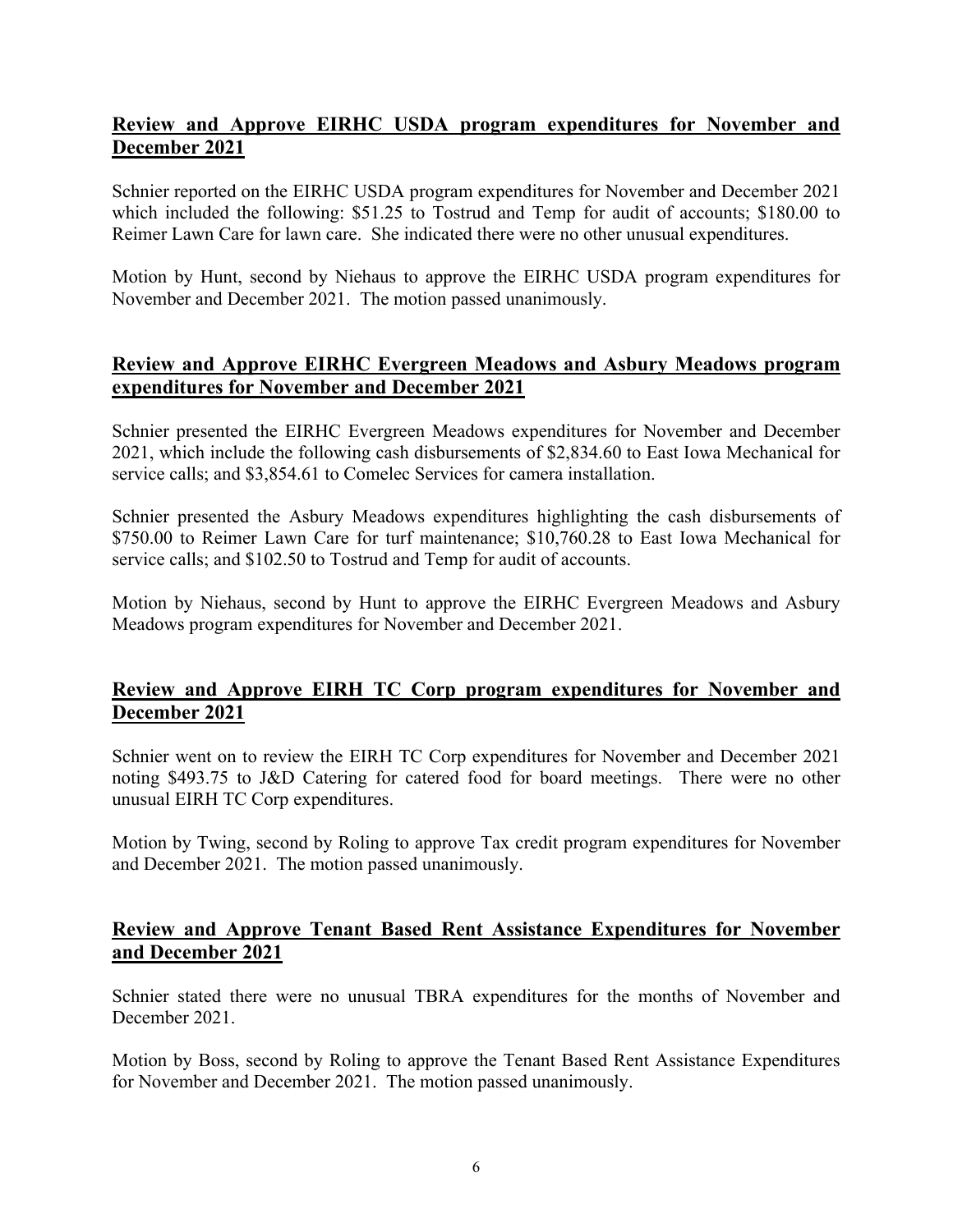## Review and Approve EIRHC USDA program expenditures for November and December 2021

Schnier reported on the EIRHC USDA program expenditures for November and December 2021 which included the following: $51.25 to Tostrud and Temp for audit of accounts; $180.00 to Reimer Lawn Care for lawn care. She indicated there were no other unusual expenditures.

Motion by Hunt, second by Niehaus to approve the EIRHC USDA program expenditures for November and December 2021. The motion passed unanimously.

## Review and Approve EIRHC Evergreen Meadows and Asbury Meadows program expenditures for November and December 2021

Schnier presented the EIRHC Evergreen Meadows expenditures for November and December 2021, which include the following cash disbursements of $2,834.60 to East Iowa Mechanical for service calls; and $3,854.61 to Comelec Services for camera installation.

Schnier presented the Asbury Meadows expenditures highlighting the cash disbursements of $750.00 to Reimer Lawn Care for turf maintenance; $10,760.28 to East Iowa Mechanical for service calls; and $102.50 to Tostrud and Temp for audit of accounts.

Motion by Niehaus, second by Hunt to approve the EIRHC Evergreen Meadows and Asbury Meadows program expenditures for November and December 2021.

## Review and Approve EIRH TC Corp program expenditures for November and December 2021

Schnier went on to review the EIRH TC Corp expenditures for November and December 2021 noting $493.75 to J&D Catering for catered food for board meetings. There were no other unusual EIRH TC Corp expenditures.

Motion by Twing, second by Roling to approve Tax credit program expenditures for November and December 2021. The motion passed unanimously.

## Review and Approve Tenant Based Rent Assistance Expenditures for November and December 2021

Schnier stated there were no unusual TBRA expenditures for the months of November and December 2021.

Motion by Boss, second by Roling to approve the Tenant Based Rent Assistance Expenditures for November and December 2021. The motion passed unanimously.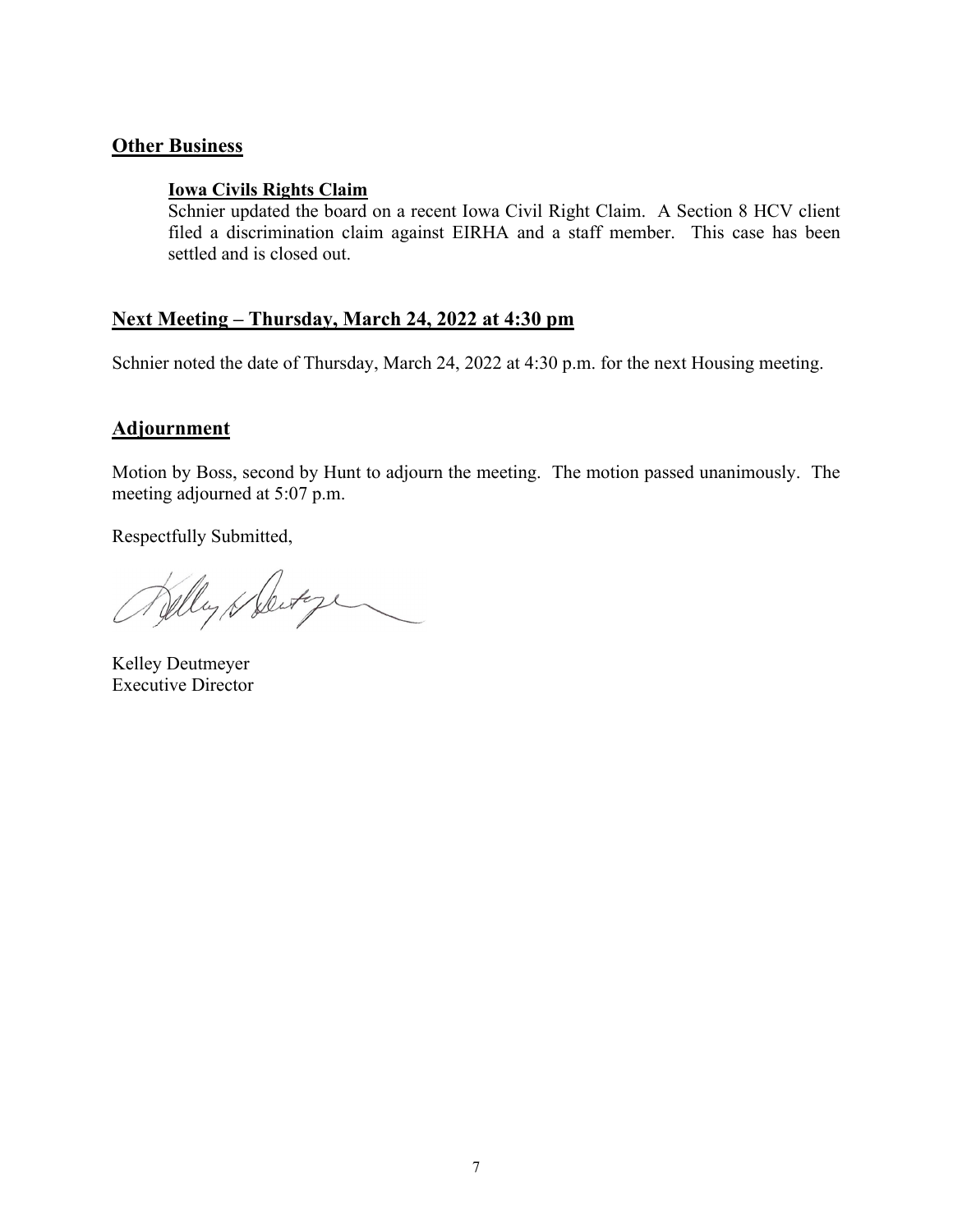## Other Business

### Iowa Civils Rights Claim

Schnier updated the board on a recent Iowa Civil Right Claim. A Section 8 HCV client filed a discrimination claim against EIRHA and a staff member. This case has been settled and is closed out.

## Next Meeting – Thursday, March 24, 2022 at 4:30 pm

Schnier noted the date of Thursday, March 24, 2022 at 4:30 p.m. for the next Housing meeting.

## Adjournment

Motion by Boss, second by Hunt to adjourn the meeting. The motion passed unanimously. The meeting adjourned at 5:07 p.m.

Respectfully Submitted,

Kelley Deutmeyer
Executive Director